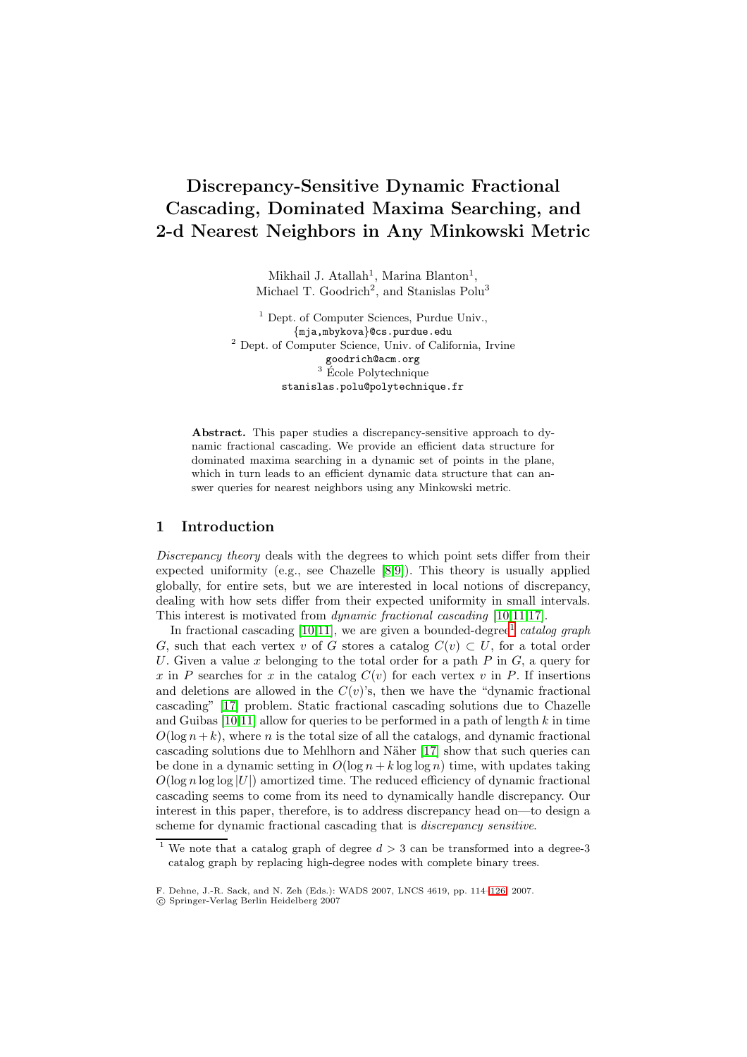# Discrepancy-Sensitive Dynamic Fractional Cascading, Dominated Maxima Searching, and 2-d Nearest Neighbors in Any Minkowski Metric

Mikhail J. Atallah[1], Marina Blanton[1], Michael T. Goodrich[2], and Stanislas Polu[3]

[1] Dept. of Computer Sciences, Purdue Univ., {mja,mbykova}@cs.purdue.edu
[2] Dept. of Computer Science, Univ. of California, Irvine goodrich@acm.org
[3] École Polytechnique stanislas.polu@polytechnique.fr

**Abstract.** This paper studies a discrepancy-sensitive approach to dynamic fractional cascading. We provide an efficient data structure for dominated maxima searching in a dynamic set of points in the plane, which in turn leads to an efficient dynamic data structure that can answer queries for nearest neighbors using any Minkowski metric.

## 1 Introduction

*Discrepancy theory* deals with the degrees to which point sets differ from their expected uniformity (e.g., see Chazelle [8,9]). This theory is usually applied globally, for entire sets, but we are interested in local notions of discrepancy, dealing with how sets differ from their expected uniformity in small intervals. This interest is motivated from *dynamic fractional cascading* [10,11,17].

In fractional cascading [10,11], we are given a bounded-degree[1] *catalog graph* $G$, such that each vertex $v$ of $G$ stores a catalog $C(v) \subset U$, for a total order $U$. Given a value $x$ belonging to the total order for a path $P$ in $G$, a query for $x$ in $P$ searches for $x$ in the catalog $C(v)$ for each vertex $v$ in $P$. If insertions and deletions are allowed in the $C(v)$'s, then we have the "dynamic fractional cascading" [17] problem. Static fractional cascading solutions due to Chazelle and Guibas [10,11] allow for queries to be performed in a path of length $k$ in time $O(\log n + k)$, where $n$ is the total size of all the catalogs, and dynamic fractional cascading solutions due to Mehlhorn and Näher [17] show that such queries can be done in a dynamic setting in $O(\log n + k \log\log n)$ time, with updates taking $O(\log n \log\log |U|)$ amortized time. The reduced efficiency of dynamic fractional cascading seems to come from its need to dynamically handle discrepancy. Our interest in this paper, therefore, is to address discrepancy head on—to design a scheme for dynamic fractional cascading that is *discrepancy sensitive*.

[1] We note that a catalog graph of degree $d > 3$ can be transformed into a degree-3 catalog graph by replacing high-degree nodes with complete binary trees.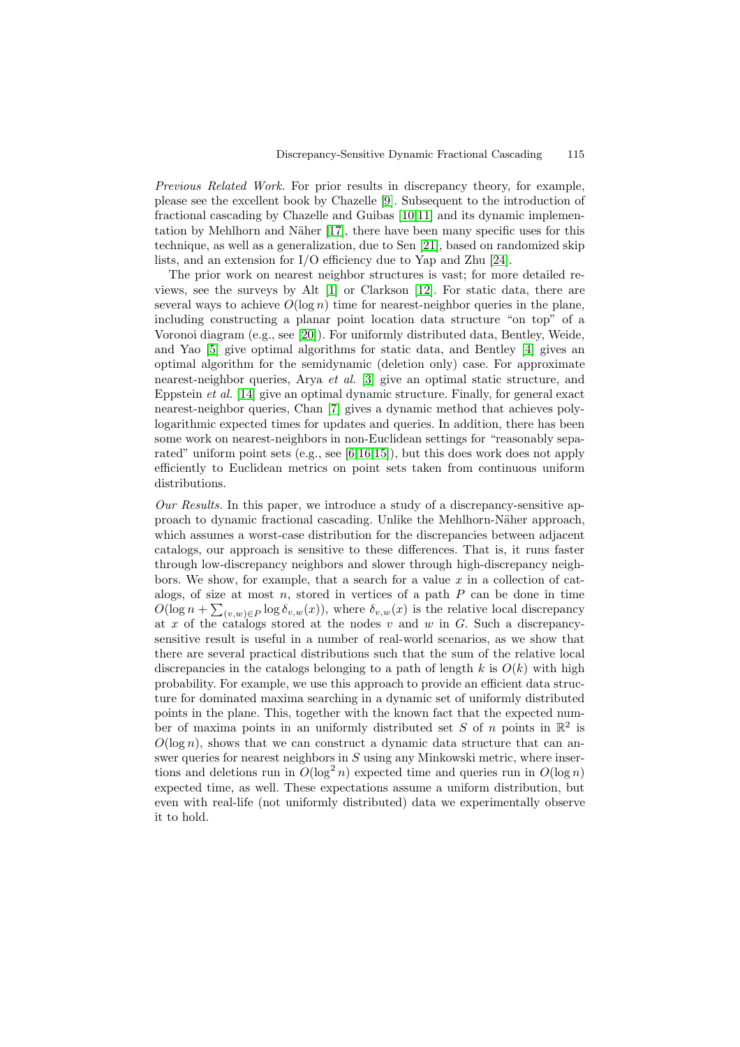*Previous Related Work.* For prior results in discrepancy theory, for example, please see the excellent book by Chazelle [9]. Subsequent to the introduction of fractional cascading by Chazelle and Guibas [10,11] and its dynamic implementation by Mehlhorn and Näher [17], there have been many specific uses for this technique, as well as a generalization, due to Sen [21], based on randomized skip lists, and an extension for I/O efficiency due to Yap and Zhu [24].

The prior work on nearest neighbor structures is vast; for more detailed reviews, see the surveys by Alt [1] or Clarkson [12]. For static data, there are several ways to achieve $O(\log n)$ time for nearest-neighbor queries in the plane, including constructing a planar point location data structure "on top" of a Voronoi diagram (e.g., see [20]). For uniformly distributed data, Bentley, Weide, and Yao [5] give optimal algorithms for static data, and Bentley [4] gives an optimal algorithm for the semidynamic (deletion only) case. For approximate nearest-neighbor queries, Arya *et al.* [3] give an optimal static structure, and Eppstein *et al.* [14] give an optimal dynamic structure. Finally, for general exact nearest-neighbor queries, Chan [7] gives a dynamic method that achieves polylogarithmic expected times for updates and queries. In addition, there has been some work on nearest-neighbors in non-Euclidean settings for "reasonably separated" uniform point sets (e.g., see [6,16,15]), but this does work does not apply efficiently to Euclidean metrics on point sets taken from continuous uniform distributions.

*Our Results.* In this paper, we introduce a study of a discrepancy-sensitive approach to dynamic fractional cascading. Unlike the Mehlhorn-Näher approach, which assumes a worst-case distribution for the discrepancies between adjacent catalogs, our approach is sensitive to these differences. That is, it runs faster through low-discrepancy neighbors and slower through high-discrepancy neighbors. We show, for example, that a search for a value $x$ in a collection of catalogs, of size at most $n$, stored in vertices of a path $P$ can be done in time $O(\log n + \sum_{(v,w)\in P} \log \delta_{v,w}(x))$, where $\delta_{v,w}(x)$ is the relative local discrepancy at $x$ of the catalogs stored at the nodes $v$ and $w$ in $G$. Such a discrepancy-sensitive result is useful in a number of real-world scenarios, as we show that there are several practical distributions such that the sum of the relative local discrepancies in the catalogs belonging to a path of length $k$ is $O(k)$ with high probability. For example, we use this approach to provide an efficient data structure for dominated maxima searching in a dynamic set of uniformly distributed points in the plane. This, together with the known fact that the expected number of maxima points in an uniformly distributed set $S$ of $n$ points in $\mathbb{R}^2$ is $O(\log n)$, shows that we can construct a dynamic data structure that can answer queries for nearest neighbors in $S$ using any Minkowski metric, where insertions and deletions run in $O(\log^2 n)$ expected time and queries run in $O(\log n)$ expected time, as well. These expectations assume a uniform distribution, but even with real-life (not uniformly distributed) data we experimentally observe it to hold.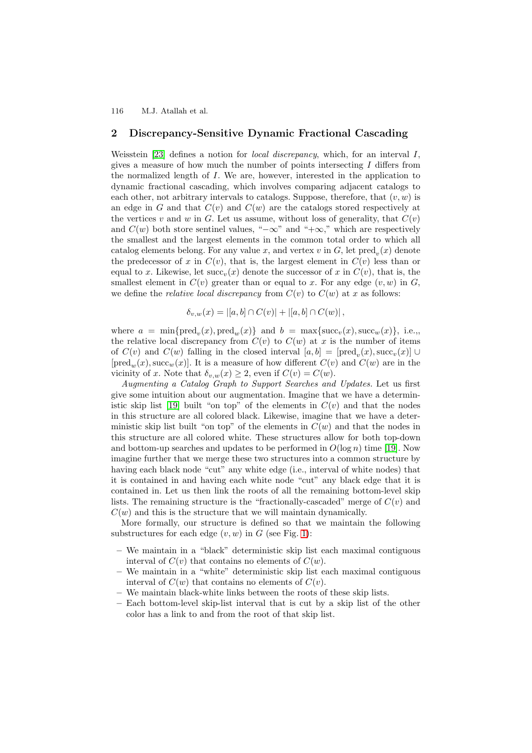## 2 Discrepancy-Sensitive Dynamic Fractional Cascading

Weisstein [23] defines a notion for *local discrepancy*, which, for an interval $I$, gives a measure of how much the number of points intersecting $I$ differs from the normalized length of $I$. We are, however, interested in the application to dynamic fractional cascading, which involves comparing adjacent catalogs to each other, not arbitrary intervals to catalogs. Suppose, therefore, that $(v, w)$ is an edge in $G$ and that $C(v)$ and $C(w)$ are the catalogs stored respectively at the vertices $v$ and $w$ in $G$. Let us assume, without loss of generality, that $C(v)$ and $C(w)$ both store sentinel values, "$-\infty$" and "$+\infty$," which are respectively the smallest and the largest elements in the common total order to which all catalog elements belong. For any value $x$, and vertex $v$ in $G$, let $\text{pred}_v(x)$ denote the predecessor of $x$ in $C(v)$, that is, the largest element in $C(v)$ less than or equal to $x$. Likewise, let $\text{succ}_v(x)$ denote the successor of $x$ in $C(v)$, that is, the smallest element in $C(v)$ greater than or equal to $x$. For any edge $(v, w)$ in $G$, we define the *relative local discrepancy* from $C(v)$ to $C(w)$ at $x$ as follows:

$$\delta_{v,w}(x) = |[a, b] \cap C(v)| + |[a, b] \cap C(w)|,$$

where $a = \min\{\text{pred}_v(x), \text{pred}_w(x)\}$ and $b = \max\{\text{succ}_v(x), \text{succ}_w(x)\}$, i.e.,, the relative local discrepancy from $C(v)$ to $C(w)$ at $x$ is the number of items of $C(v)$ and $C(w)$ falling in the closed interval $[a, b] = [\text{pred}_v(x), \text{succ}_v(x)] \cup [\text{pred}_w(x), \text{succ}_w(x)]$. It is a measure of how different $C(v)$ and $C(w)$ are in the vicinity of $x$. Note that $\delta_{v,w}(x) \geq 2$, even if $C(v) = C(w)$.

*Augmenting a Catalog Graph to Support Searches and Updates.* Let us first give some intuition about our augmentation. Imagine that we have a deterministic skip list [19] built "on top" of the elements in $C(v)$ and that the nodes in this structure are all colored black. Likewise, imagine that we have a deterministic skip list built "on top" of the elements in $C(w)$ and that the nodes in this structure are all colored white. These structures allow for both top-down and bottom-up searches and updates to be performed in $O(\log n)$ time [19]. Now imagine further that we merge these two structures into a common structure by having each black node "cut" any white edge (i.e., interval of white nodes) that it is contained in and having each white node "cut" any black edge that it is contained in. Let us then link the roots of all the remaining bottom-level skip lists. The remaining structure is the "fractionally-cascaded" merge of $C(v)$ and $C(w)$ and this is the structure that we will maintain dynamically.

More formally, our structure is defined so that we maintain the following substructures for each edge $(v, w)$ in $G$ (see Fig. 1):

- We maintain in a "black" deterministic skip list each maximal contiguous interval of $C(v)$ that contains no elements of $C(w)$.
- We maintain in a "white" deterministic skip list each maximal contiguous interval of $C(w)$ that contains no elements of $C(v)$.
- We maintain black-white links between the roots of these skip lists.
- Each bottom-level skip-list interval that is cut by a skip list of the other color has a link to and from the root of that skip list.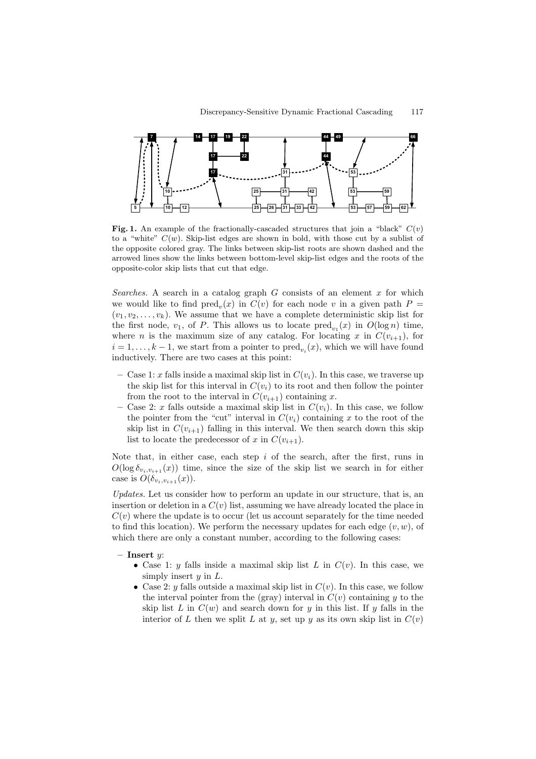**Fig. 1.** An example of the fractionally-cascaded structures that join a "black" $C(v)$ to a "white" $C(w)$. Skip-list edges are shown in bold, with those cut by a sublist of the opposite colored gray. The links between skip-list roots are shown dashed and the arrowed lines show the links between bottom-level skip-list edges and the roots of the opposite-color skip lists that cut that edge.

*Searches.* A search in a catalog graph $G$ consists of an element $x$ for which we would like to find $\text{pred}_v(x)$ in $C(v)$ for each node $v$ in a given path $P = (v_1, v_2, \ldots, v_k)$. We assume that we have a complete deterministic skip list for the first node, $v_1$, of $P$. This allows us to locate $\text{pred}_{v_1}(x)$ in $O(\log n)$ time, where $n$ is the maximum size of any catalog. For locating $x$ in $C(v_{i+1})$, for $i = 1, \ldots, k-1$, we start from a pointer to $\text{pred}_{v_i}(x)$, which we will have found inductively. There are two cases at this point:

- Case 1: $x$ falls inside a maximal skip list in $C(v_i)$. In this case, we traverse up the skip list for this interval in $C(v_i)$ to its root and then follow the pointer from the root to the interval in $C(v_{i+1})$ containing $x$.
- Case 2: $x$ falls outside a maximal skip list in $C(v_i)$. In this case, we follow the pointer from the "cut" interval in $C(v_i)$ containing $x$ to the root of the skip list in $C(v_{i+1})$ falling in this interval. We then search down this skip list to locate the predecessor of $x$ in $C(v_{i+1})$.

Note that, in either case, each step $i$ of the search, after the first, runs in $O(\log \delta_{v_i,v_{i+1}}(x))$ time, since the size of the skip list we search in for either case is $O(\delta_{v_i,v_{i+1}}(x))$.

*Updates.* Let us consider how to perform an update in our structure, that is, an insertion or deletion in a $C(v)$ list, assuming we have already located the place in $C(v)$ where the update is to occur (let us account separately for the time needed to find this location). We perform the necessary updates for each edge $(v, w)$, of which there are only a constant number, according to the following cases:

- **Insert** $y$:
  - Case 1: $y$ falls inside a maximal skip list $L$ in $C(v)$. In this case, we simply insert $y$ in $L$.
  - Case 2: $y$ falls outside a maximal skip list in $C(v)$. In this case, we follow the interval pointer from the (gray) interval in $C(v)$ containing $y$ to the skip list $L$ in $C(w)$ and search down for $y$ in this list. If $y$ falls in the interior of $L$ then we split $L$ at $y$, set up $y$ as its own skip list in $C(v)$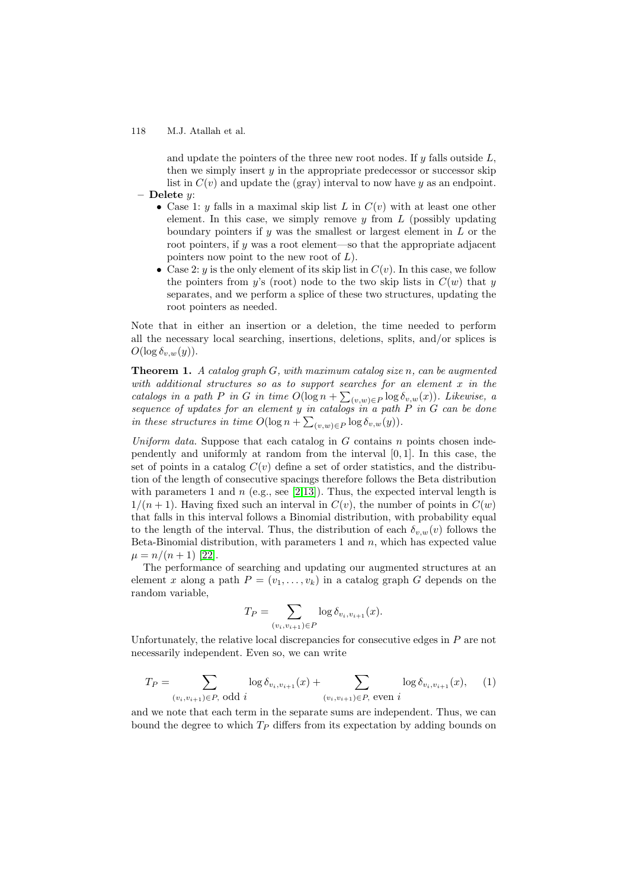and update the pointers of the three new root nodes. If $y$ falls outside $L$, then we simply insert $y$ in the appropriate predecessor or successor skip list in $C(v)$ and update the (gray) interval to now have $y$ as an endpoint.

- **Delete** $y$:
  - Case 1: $y$ falls in a maximal skip list $L$ in $C(v)$ with at least one other element. In this case, we simply remove $y$ from $L$ (possibly updating boundary pointers if $y$ was the smallest or largest element in $L$ or the root pointers, if $y$ was a root element—so that the appropriate adjacent pointers now point to the new root of $L$).
  - Case 2: $y$ is the only element of its skip list in $C(v)$. In this case, we follow the pointers from $y$'s (root) node to the two skip lists in $C(w)$ that $y$ separates, and we perform a splice of these two structures, updating the root pointers as needed.

Note that in either an insertion or a deletion, the time needed to perform all the necessary local searching, insertions, deletions, splits, and/or splices is $O(\log \delta_{v,w}(y))$.

**Theorem 1.** *A catalog graph $G$, with maximum catalog size $n$, can be augmented with additional structures so as to support searches for an element $x$ in the catalogs in a path $P$ in $G$ in time $O(\log n + \sum_{(v,w)\in P} \log \delta_{v,w}(x))$. Likewise, a sequence of updates for an element $y$ in catalogs in a path $P$ in $G$ can be done in these structures in time $O(\log n + \sum_{(v,w)\in P} \log \delta_{v,w}(y))$.*

*Uniform data.* Suppose that each catalog in $G$ contains $n$ points chosen independently and uniformly at random from the interval $[0, 1]$. In this case, the set of points in a catalog $C(v)$ define a set of order statistics, and the distribution of the length of consecutive spacings therefore follows the Beta distribution with parameters 1 and $n$ (e.g., see [2,13]). Thus, the expected interval length is $1/(n + 1)$. Having fixed such an interval in $C(v)$, the number of points in $C(w)$ that falls in this interval follows a Binomial distribution, with probability equal to the length of the interval. Thus, the distribution of each $\delta_{v,w}(v)$ follows the Beta-Binomial distribution, with parameters 1 and $n$, which has expected value $\mu = n/(n + 1)$ [22].

The performance of searching and updating our augmented structures at an element $x$ along a path $P = (v_1, \ldots, v_k)$ in a catalog graph $G$ depends on the random variable,

$$T_P = \sum_{(v_i,v_{i+1})\in P} \log \delta_{v_i,v_{i+1}}(x).$$

Unfortunately, the relative local discrepancies for consecutive edges in $P$ are not necessarily independent. Even so, we can write

$$T_P = \sum_{(v_i,v_{i+1})\in P,\ \text{odd } i} \log \delta_{v_i,v_{i+1}}(x) + \sum_{(v_i,v_{i+1})\in P,\ \text{even } i} \log \delta_{v_i,v_{i+1}}(x), \quad (1)$$

and we note that each term in the separate sums are independent. Thus, we can bound the degree to which $T_P$ differs from its expectation by adding bounds on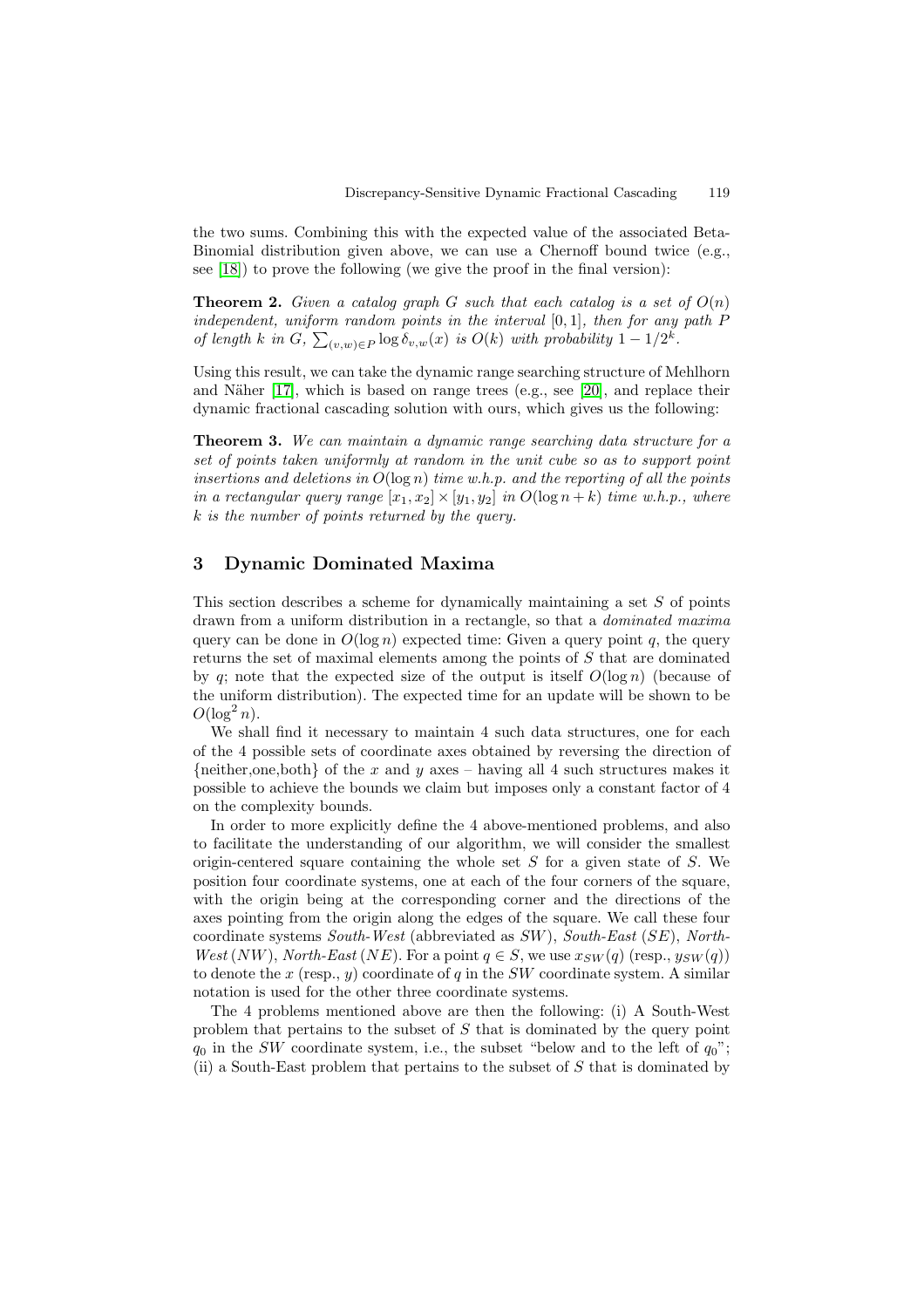the two sums. Combining this with the expected value of the associated Beta-Binomial distribution given above, we can use a Chernoff bound twice (e.g., see [18]) to prove the following (we give the proof in the final version):

**Theorem 2.** *Given a catalog graph $G$ such that each catalog is a set of $O(n)$ independent, uniform random points in the interval $[0,1]$, then for any path $P$ of length $k$ in $G$, $\sum_{(v,w)\in P} \log \delta_{v,w}(x)$ is $O(k)$ with probability $1 - 1/2^k$.*

Using this result, we can take the dynamic range searching structure of Mehlhorn and Näher [17], which is based on range trees (e.g., see [20], and replace their dynamic fractional cascading solution with ours, which gives us the following:

**Theorem 3.** *We can maintain a dynamic range searching data structure for a set of points taken uniformly at random in the unit cube so as to support point insertions and deletions in $O(\log n)$ time w.h.p. and the reporting of all the points in a rectangular query range $[x_1, x_2] \times [y_1, y_2]$ in $O(\log n + k)$ time w.h.p., where $k$ is the number of points returned by the query.*

## 3 Dynamic Dominated Maxima

This section describes a scheme for dynamically maintaining a set $S$ of points drawn from a uniform distribution in a rectangle, so that a *dominated maxima* query can be done in $O(\log n)$ expected time: Given a query point $q$, the query returns the set of maximal elements among the points of $S$ that are dominated by $q$; note that the expected size of the output is itself $O(\log n)$ (because of the uniform distribution). The expected time for an update will be shown to be $O(\log^2 n)$.

We shall find it necessary to maintain 4 such data structures, one for each of the 4 possible sets of coordinate axes obtained by reversing the direction of {neither,one,both} of the $x$ and $y$ axes – having all 4 such structures makes it possible to achieve the bounds we claim but imposes only a constant factor of 4 on the complexity bounds.

In order to more explicitly define the 4 above-mentioned problems, and also to facilitate the understanding of our algorithm, we will consider the smallest origin-centered square containing the whole set $S$ for a given state of $S$. We position four coordinate systems, one at each of the four corners of the square, with the origin being at the corresponding corner and the directions of the axes pointing from the origin along the edges of the square. We call these four coordinate systems *South-West* (abbreviated as $SW$), *South-East* ($SE$), *North-West* ($NW$), *North-East* ($NE$). For a point $q \in S$, we use $x_{SW}(q)$ (resp., $y_{SW}(q)$) to denote the $x$ (resp., $y$) coordinate of $q$ in the $SW$ coordinate system. A similar notation is used for the other three coordinate systems.

The 4 problems mentioned above are then the following: (i) A South-West problem that pertains to the subset of $S$ that is dominated by the query point $q_0$ in the $SW$ coordinate system, i.e., the subset "below and to the left of $q_0$"; (ii) a South-East problem that pertains to the subset of $S$ that is dominated by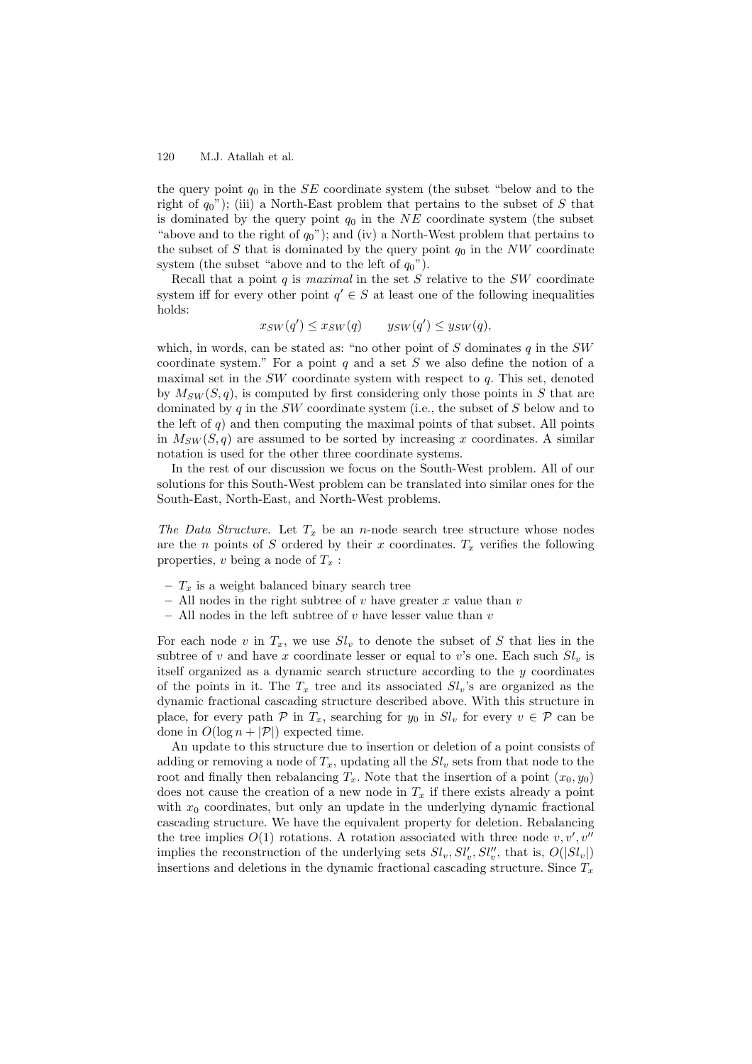the query point $q_0$ in the $SE$ coordinate system (the subset "below and to the right of $q_0$"); (iii) a North-East problem that pertains to the subset of $S$ that is dominated by the query point $q_0$ in the $NE$ coordinate system (the subset "above and to the right of $q_0$"); and (iv) a North-West problem that pertains to the subset of $S$ that is dominated by the query point $q_0$ in the $NW$ coordinate system (the subset "above and to the left of $q_0$").

Recall that a point $q$ is *maximal* in the set $S$ relative to the $SW$ coordinate system iff for every other point $q' \in S$ at least one of the following inequalities holds:

$$x_{SW}(q') \leq x_{SW}(q) \qquad y_{SW}(q') \leq y_{SW}(q),$$

which, in words, can be stated as: "no other point of $S$ dominates $q$ in the $SW$ coordinate system." For a point $q$ and a set $S$ we also define the notion of a maximal set in the $SW$ coordinate system with respect to $q$. This set, denoted by $M_{SW}(S, q)$, is computed by first considering only those points in $S$ that are dominated by $q$ in the $SW$ coordinate system (i.e., the subset of $S$ below and to the left of $q$) and then computing the maximal points of that subset. All points in $M_{SW}(S, q)$ are assumed to be sorted by increasing $x$ coordinates. A similar notation is used for the other three coordinate systems.

In the rest of our discussion we focus on the South-West problem. All of our solutions for this South-West problem can be translated into similar ones for the South-East, North-East, and North-West problems.

*The Data Structure.* Let $T_x$ be an $n$-node search tree structure whose nodes are the $n$ points of $S$ ordered by their $x$ coordinates. $T_x$ verifies the following properties, $v$ being a node of $T_x$ :

- $T_x$ is a weight balanced binary search tree
- All nodes in the right subtree of $v$ have greater $x$ value than $v$
- All nodes in the left subtree of $v$ have lesser value than $v$

For each node $v$ in $T_x$, we use $Sl_v$ to denote the subset of $S$ that lies in the subtree of $v$ and have $x$ coordinate lesser or equal to $v$'s one. Each such $Sl_v$ is itself organized as a dynamic search structure according to the $y$ coordinates of the points in it. The $T_x$ tree and its associated $Sl_v$'s are organized as the dynamic fractional cascading structure described above. With this structure in place, for every path $\mathcal{P}$ in $T_x$, searching for $y_0$ in $Sl_v$ for every $v \in \mathcal{P}$ can be done in $O(\log n + |\mathcal{P}|)$ expected time.

An update to this structure due to insertion or deletion of a point consists of adding or removing a node of $T_x$, updating all the $Sl_v$ sets from that node to the root and finally then rebalancing $T_x$. Note that the insertion of a point $(x_0, y_0)$ does not cause the creation of a new node in $T_x$ if there exists already a point with $x_0$ coordinates, but only an update in the underlying dynamic fractional cascading structure. We have the equivalent property for deletion. Rebalancing the tree implies $O(1)$ rotations. A rotation associated with three node $v, v', v''$ implies the reconstruction of the underlying sets $Sl_v, Sl'_v, Sl''_v$, that is, $O(|Sl_v|)$ insertions and deletions in the dynamic fractional cascading structure. Since $T_x$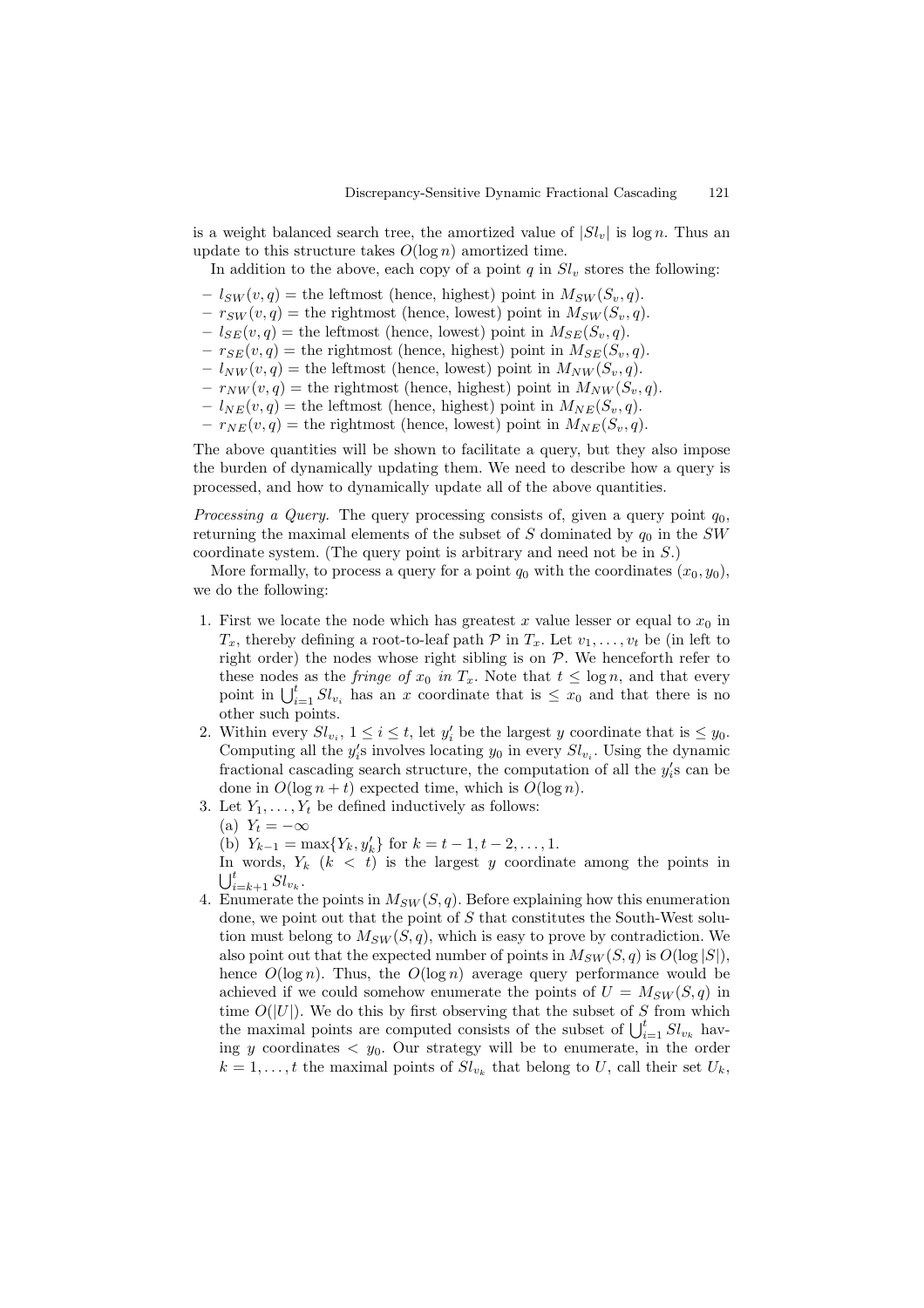is a weight balanced search tree, the amortized value of $|Sl_v|$ is $\log n$. Thus an update to this structure takes $O(\log n)$ amortized time.

In addition to the above, each copy of a point $q$ in $Sl_v$ stores the following:

- $l_{SW}(v, q)$ = the leftmost (hence, highest) point in $M_{SW}(S_v, q)$.
- $r_{SW}(v, q)$ = the rightmost (hence, lowest) point in $M_{SW}(S_v, q)$.
- $l_{SE}(v, q)$ = the leftmost (hence, lowest) point in $M_{SE}(S_v, q)$.
- $r_{SE}(v, q)$ = the rightmost (hence, highest) point in $M_{SE}(S_v, q)$.
- $l_{NW}(v, q)$ = the leftmost (hence, lowest) point in $M_{NW}(S_v, q)$.
- $r_{NW}(v, q)$ = the rightmost (hence, highest) point in $M_{NW}(S_v, q)$.
- $l_{NE}(v, q)$ = the leftmost (hence, highest) point in $M_{NE}(S_v, q)$.
- $r_{NE}(v, q)$ = the rightmost (hence, lowest) point in $M_{NE}(S_v, q)$.

The above quantities will be shown to facilitate a query, but they also impose the burden of dynamically updating them. We need to describe how a query is processed, and how to dynamically update all of the above quantities.

*Processing a Query.* The query processing consists of, given a query point $q_0$, returning the maximal elements of the subset of $S$ dominated by $q_0$ in the $SW$ coordinate system. (The query point is arbitrary and need not be in $S$.)

More formally, to process a query for a point $q_0$ with the coordinates $(x_0, y_0)$, we do the following:

1. First we locate the node which has greatest $x$ value lesser or equal to $x_0$ in $T_x$, thereby defining a root-to-leaf path $\mathcal{P}$ in $T_x$. Let $v_1, \ldots, v_t$ be (in left to right order) the nodes whose right sibling is on $\mathcal{P}$. We henceforth refer to these nodes as the *fringe of* $x_0$ *in* $T_x$. Note that $t \leq \log n$, and that every point in $\bigcup_{i=1}^{t} Sl_{v_i}$ has an $x$ coordinate that is $\leq x_0$ and that there is no other such points.
2. Within every $Sl_{v_i}$, $1 \leq i \leq t$, let $y_i'$ be the largest $y$ coordinate that is $\leq y_0$. Computing all the $y_i'$s involves locating $y_0$ in every $Sl_{v_i}$. Using the dynamic fractional cascading search structure, the computation of all the $y_i'$s can be done in $O(\log n + t)$ expected time, which is $O(\log n)$.
3. Let $Y_1, \ldots, Y_t$ be defined inductively as follows:
   (a) $Y_t = -\infty$
   (b) $Y_{k-1} = \max\{Y_k, y_k'\}$ for $k = t-1, t-2, \ldots, 1$.
   In words, $Y_k$ ($k < t$) is the largest $y$ coordinate among the points in $\bigcup_{i=k+1}^{t} Sl_{v_k}$.
4. Enumerate the points in $M_{SW}(S, q)$. Before explaining how this enumeration done, we point out that the point of $S$ that constitutes the South-West solution must belong to $M_{SW}(S, q)$, which is easy to prove by contradiction. We also point out that the expected number of points in $M_{SW}(S, q)$ is $O(\log |S|)$, hence $O(\log n)$. Thus, the $O(\log n)$ average query performance would be achieved if we could somehow enumerate the points of $U = M_{SW}(S, q)$ in time $O(|U|)$. We do this by first observing that the subset of $S$ from which the maximal points are computed consists of the subset of $\bigcup_{i=1}^{t} Sl_{v_k}$ having $y$ coordinates $< y_0$. Our strategy will be to enumerate, in the order $k = 1, \ldots, t$ the maximal points of $Sl_{v_k}$ that belong to $U$, call their set $U_k$,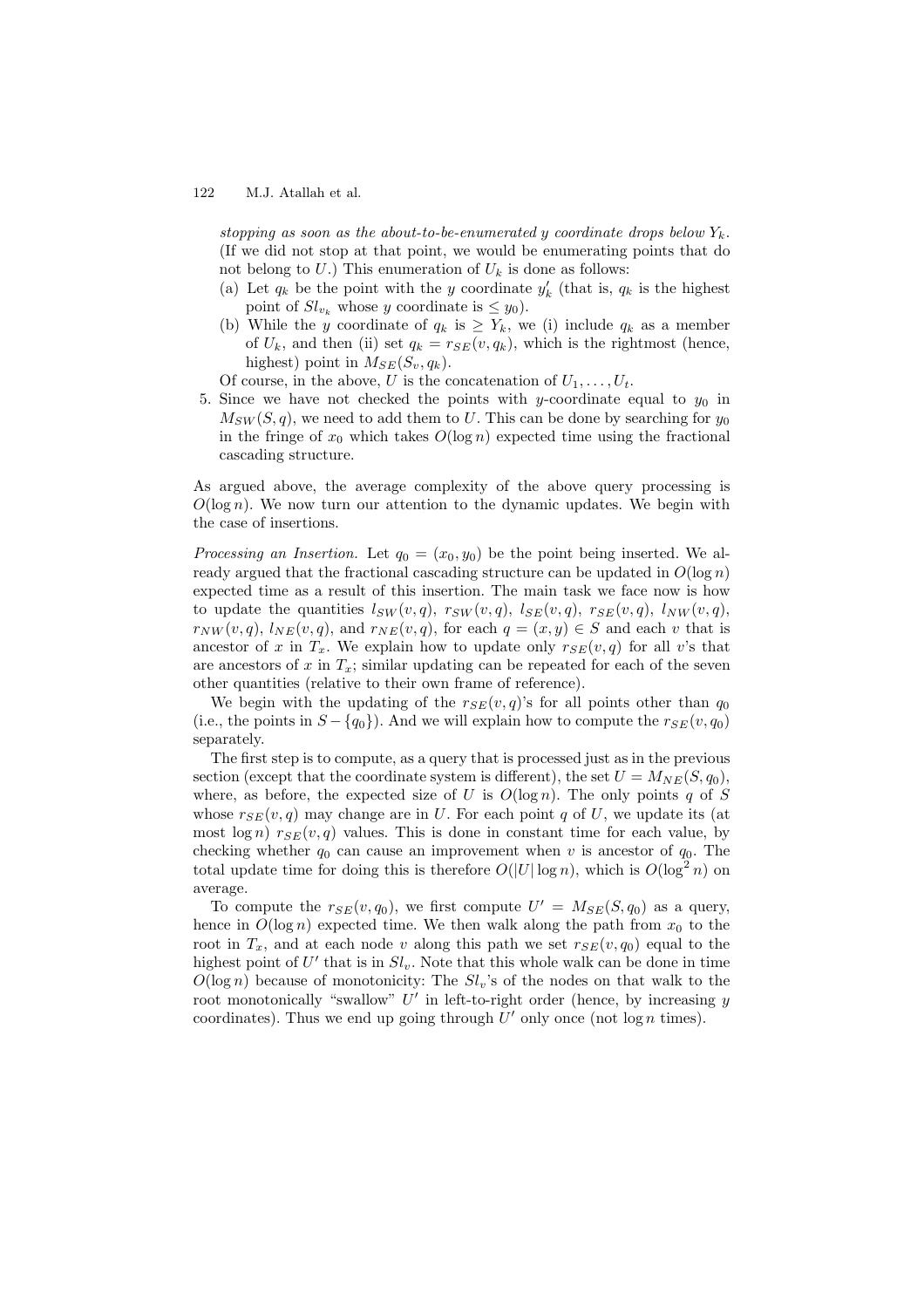*stopping as soon as the about-to-be-enumerated y coordinate drops below $Y_k$.* (If we did not stop at that point, we would be enumerating points that do not belong to $U$.) This enumeration of $U_k$ is done as follows:

  (a) Let $q_k$ be the point with the $y$ coordinate $y'_k$ (that is, $q_k$ is the highest point of $Sl_{v_k}$ whose $y$ coordinate is $\leq y_0$).

  (b) While the $y$ coordinate of $q_k$ is $\geq Y_k$, we (i) include $q_k$ as a member of $U_k$, and then (ii) set $q_k = r_{SE}(v, q_k)$, which is the rightmost (hence, highest) point in $M_{SE}(S_v, q_k)$.

  Of course, in the above, $U$ is the concatenation of $U_1, \ldots, U_t$.

5. Since we have not checked the points with $y$-coordinate equal to $y_0$ in $M_{SW}(S, q)$, we need to add them to $U$. This can be done by searching for $y_0$ in the fringe of $x_0$ which takes $O(\log n)$ expected time using the fractional cascading structure.

As argued above, the average complexity of the above query processing is $O(\log n)$. We now turn our attention to the dynamic updates. We begin with the case of insertions.

*Processing an Insertion.* Let $q_0 = (x_0, y_0)$ be the point being inserted. We already argued that the fractional cascading structure can be updated in $O(\log n)$ expected time as a result of this insertion. The main task we face now is how to update the quantities $l_{SW}(v, q)$, $r_{SW}(v, q)$, $l_{SE}(v, q)$, $r_{SE}(v, q)$, $l_{NW}(v, q)$, $r_{NW}(v, q)$, $l_{NE}(v, q)$, and $r_{NE}(v, q)$, for each $q = (x, y) \in S$ and each $v$ that is ancestor of $x$ in $T_x$. We explain how to update only $r_{SE}(v, q)$ for all $v$'s that are ancestors of $x$ in $T_x$; similar updating can be repeated for each of the seven other quantities (relative to their own frame of reference).

We begin with the updating of the $r_{SE}(v, q)$'s for all points other than $q_0$ (i.e., the points in $S - \{q_0\}$). And we will explain how to compute the $r_{SE}(v, q_0)$ separately.

The first step is to compute, as a query that is processed just as in the previous section (except that the coordinate system is different), the set $U = M_{NE}(S, q_0)$, where, as before, the expected size of $U$ is $O(\log n)$. The only points $q$ of $S$ whose $r_{SE}(v, q)$ may change are in $U$. For each point $q$ of $U$, we update its (at most $\log n$) $r_{SE}(v, q)$ values. This is done in constant time for each value, by checking whether $q_0$ can cause an improvement when $v$ is ancestor of $q_0$. The total update time for doing this is therefore $O(|U| \log n)$, which is $O(\log^2 n)$ on average.

To compute the $r_{SE}(v, q_0)$, we first compute $U' = M_{SE}(S, q_0)$ as a query, hence in $O(\log n)$ expected time. We then walk along the path from $x_0$ to the root in $T_x$, and at each node $v$ along this path we set $r_{SE}(v, q_0)$ equal to the highest point of $U'$ that is in $Sl_v$. Note that this whole walk can be done in time $O(\log n)$ because of monotonicity: The $Sl_v$'s of the nodes on that walk to the root monotonically "swallow" $U'$ in left-to-right order (hence, by increasing $y$ coordinates). Thus we end up going through $U'$ only once (not $\log n$ times).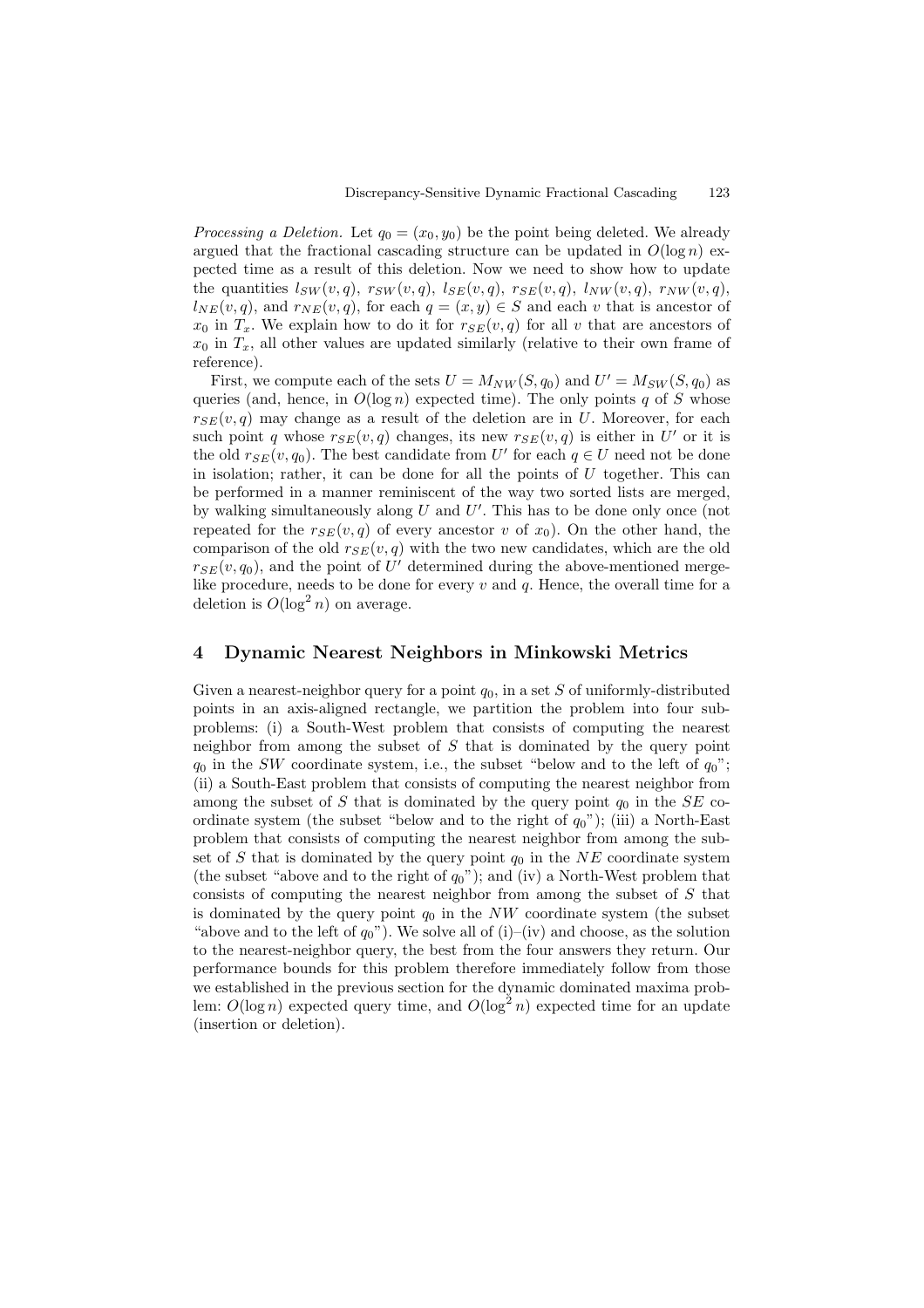*Processing a Deletion.* Let $q_0 = (x_0, y_0)$ be the point being deleted. We already argued that the fractional cascading structure can be updated in $O(\log n)$ expected time as a result of this deletion. Now we need to show how to update the quantities $l_{SW}(v, q)$, $r_{SW}(v, q)$, $l_{SE}(v, q)$, $r_{SE}(v, q)$, $l_{NW}(v, q)$, $r_{NW}(v, q)$, $l_{NE}(v, q)$, and $r_{NE}(v, q)$, for each $q = (x, y) \in S$ and each $v$ that is ancestor of $x_0$ in $T_x$. We explain how to do it for $r_{SE}(v, q)$ for all $v$ that are ancestors of $x_0$ in $T_x$, all other values are updated similarly (relative to their own frame of reference).

First, we compute each of the sets $U = M_{NW}(S, q_0)$ and $U' = M_{SW}(S, q_0)$ as queries (and, hence, in $O(\log n)$ expected time). The only points $q$ of $S$ whose $r_{SE}(v, q)$ may change as a result of the deletion are in $U$. Moreover, for each such point $q$ whose $r_{SE}(v, q)$ changes, its new $r_{SE}(v, q)$ is either in $U'$ or it is the old $r_{SE}(v, q_0)$. The best candidate from $U'$ for each $q \in U$ need not be done in isolation; rather, it can be done for all the points of $U$ together. This can be performed in a manner reminiscent of the way two sorted lists are merged, by walking simultaneously along $U$ and $U'$. This has to be done only once (not repeated for the $r_{SE}(v, q)$ of every ancestor $v$ of $x_0$). On the other hand, the comparison of the old $r_{SE}(v, q)$ with the two new candidates, which are the old $r_{SE}(v, q_0)$, and the point of $U'$ determined during the above-mentioned merge-like procedure, needs to be done for every $v$ and $q$. Hence, the overall time for a deletion is $O(\log^2 n)$ on average.

## 4 Dynamic Nearest Neighbors in Minkowski Metrics

Given a nearest-neighbor query for a point $q_0$, in a set $S$ of uniformly-distributed points in an axis-aligned rectangle, we partition the problem into four subproblems: (i) a South-West problem that consists of computing the nearest neighbor from among the subset of $S$ that is dominated by the query point $q_0$ in the $SW$ coordinate system, i.e., the subset "below and to the left of $q_0$"; (ii) a South-East problem that consists of computing the nearest neighbor from among the subset of $S$ that is dominated by the query point $q_0$ in the $SE$ coordinate system (the subset "below and to the right of $q_0$"); (iii) a North-East problem that consists of computing the nearest neighbor from among the subset of $S$ that is dominated by the query point $q_0$ in the $NE$ coordinate system (the subset "above and to the right of $q_0$"); and (iv) a North-West problem that consists of computing the nearest neighbor from among the subset of $S$ that is dominated by the query point $q_0$ in the $NW$ coordinate system (the subset "above and to the left of $q_0$"). We solve all of (i)–(iv) and choose, as the solution to the nearest-neighbor query, the best from the four answers they return. Our performance bounds for this problem therefore immediately follow from those we established in the previous section for the dynamic dominated maxima problem: $O(\log n)$ expected query time, and $O(\log^2 n)$ expected time for an update (insertion or deletion).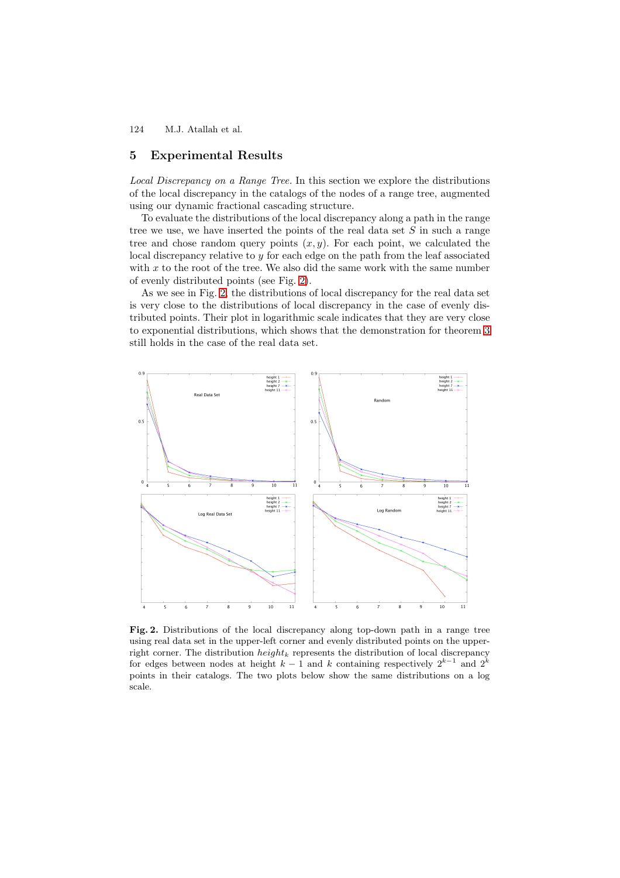## 5 Experimental Results

*Local Discrepancy on a Range Tree.* In this section we explore the distributions of the local discrepancy in the catalogs of the nodes of a range tree, augmented using our dynamic fractional cascading structure.

To evaluate the distributions of the local discrepancy along a path in the range tree we use, we have inserted the points of the real data set $S$ in such a range tree and chose random query points $(x, y)$. For each point, we calculated the local discrepancy relative to $y$ for each edge on the path from the leaf associated with $x$ to the root of the tree. We also did the same work with the same number of evenly distributed points (see Fig. 2).

As we see in Fig. 2, the distributions of local discrepancy for the real data set is very close to the distributions of local discrepancy in the case of evenly distributed points. Their plot in logarithmic scale indicates that they are very close to exponential distributions, which shows that the demonstration for theorem 3 still holds in the case of the real data set.

**Fig. 2.** Distributions of the local discrepancy along top-down path in a range tree using real data set in the upper-left corner and evenly distributed points on the upper-right corner. The distribution $height_k$ represents the distribution of local discrepancy for edges between nodes at height $k-1$ and $k$ containing respectively $2^{k-1}$ and $2^k$ points in their catalogs. The two plots below show the same distributions on a log scale.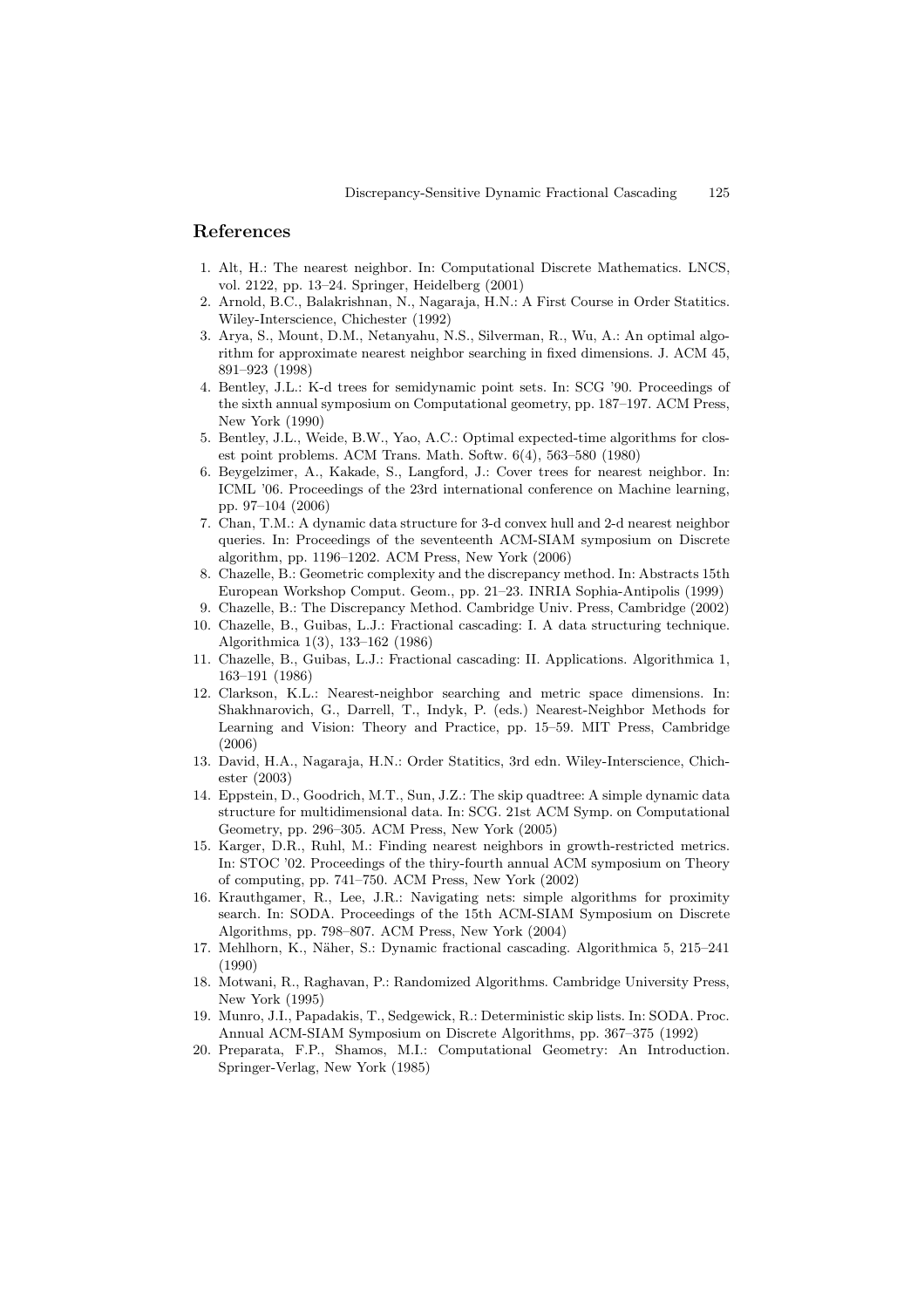## References

1. Alt, H.: The nearest neighbor. In: Computational Discrete Mathematics. LNCS, vol. 2122, pp. 13–24. Springer, Heidelberg (2001)
2. Arnold, B.C., Balakrishnan, N., Nagaraja, H.N.: A First Course in Order Statitics. Wiley-Interscience, Chichester (1992)
3. Arya, S., Mount, D.M., Netanyahu, N.S., Silverman, R., Wu, A.: An optimal algorithm for approximate nearest neighbor searching in fixed dimensions. J. ACM 45, 891–923 (1998)
4. Bentley, J.L.: K-d trees for semidynamic point sets. In: SCG '90. Proceedings of the sixth annual symposium on Computational geometry, pp. 187–197. ACM Press, New York (1990)
5. Bentley, J.L., Weide, B.W., Yao, A.C.: Optimal expected-time algorithms for closest point problems. ACM Trans. Math. Softw. 6(4), 563–580 (1980)
6. Beygelzimer, A., Kakade, S., Langford, J.: Cover trees for nearest neighbor. In: ICML '06. Proceedings of the 23rd international conference on Machine learning, pp. 97–104 (2006)
7. Chan, T.M.: A dynamic data structure for 3-d convex hull and 2-d nearest neighbor queries. In: Proceedings of the seventeenth ACM-SIAM symposium on Discrete algorithm, pp. 1196–1202. ACM Press, New York (2006)
8. Chazelle, B.: Geometric complexity and the discrepancy method. In: Abstracts 15th European Workshop Comput. Geom., pp. 21–23. INRIA Sophia-Antipolis (1999)
9. Chazelle, B.: The Discrepancy Method. Cambridge Univ. Press, Cambridge (2002)
10. Chazelle, B., Guibas, L.J.: Fractional cascading: I. A data structuring technique. Algorithmica 1(3), 133–162 (1986)
11. Chazelle, B., Guibas, L.J.: Fractional cascading: II. Applications. Algorithmica 1, 163–191 (1986)
12. Clarkson, K.L.: Nearest-neighbor searching and metric space dimensions. In: Shakhnarovich, G., Darrell, T., Indyk, P. (eds.) Nearest-Neighbor Methods for Learning and Vision: Theory and Practice, pp. 15–59. MIT Press, Cambridge (2006)
13. David, H.A., Nagaraja, H.N.: Order Statitics, 3rd edn. Wiley-Interscience, Chichester (2003)
14. Eppstein, D., Goodrich, M.T., Sun, J.Z.: The skip quadtree: A simple dynamic data structure for multidimensional data. In: SCG. 21st ACM Symp. on Computational Geometry, pp. 296–305. ACM Press, New York (2005)
15. Karger, D.R., Ruhl, M.: Finding nearest neighbors in growth-restricted metrics. In: STOC '02. Proceedings of the thiry-fourth annual ACM symposium on Theory of computing, pp. 741–750. ACM Press, New York (2002)
16. Krauthgamer, R., Lee, J.R.: Navigating nets: simple algorithms for proximity search. In: SODA. Proceedings of the 15th ACM-SIAM Symposium on Discrete Algorithms, pp. 798–807. ACM Press, New York (2004)
17. Mehlhorn, K., Näher, S.: Dynamic fractional cascading. Algorithmica 5, 215–241 (1990)
18. Motwani, R., Raghavan, P.: Randomized Algorithms. Cambridge University Press, New York (1995)
19. Munro, J.I., Papadakis, T., Sedgewick, R.: Deterministic skip lists. In: SODA. Proc. Annual ACM-SIAM Symposium on Discrete Algorithms, pp. 367–375 (1992)
20. Preparata, F.P., Shamos, M.I.: Computational Geometry: An Introduction. Springer-Verlag, New York (1985)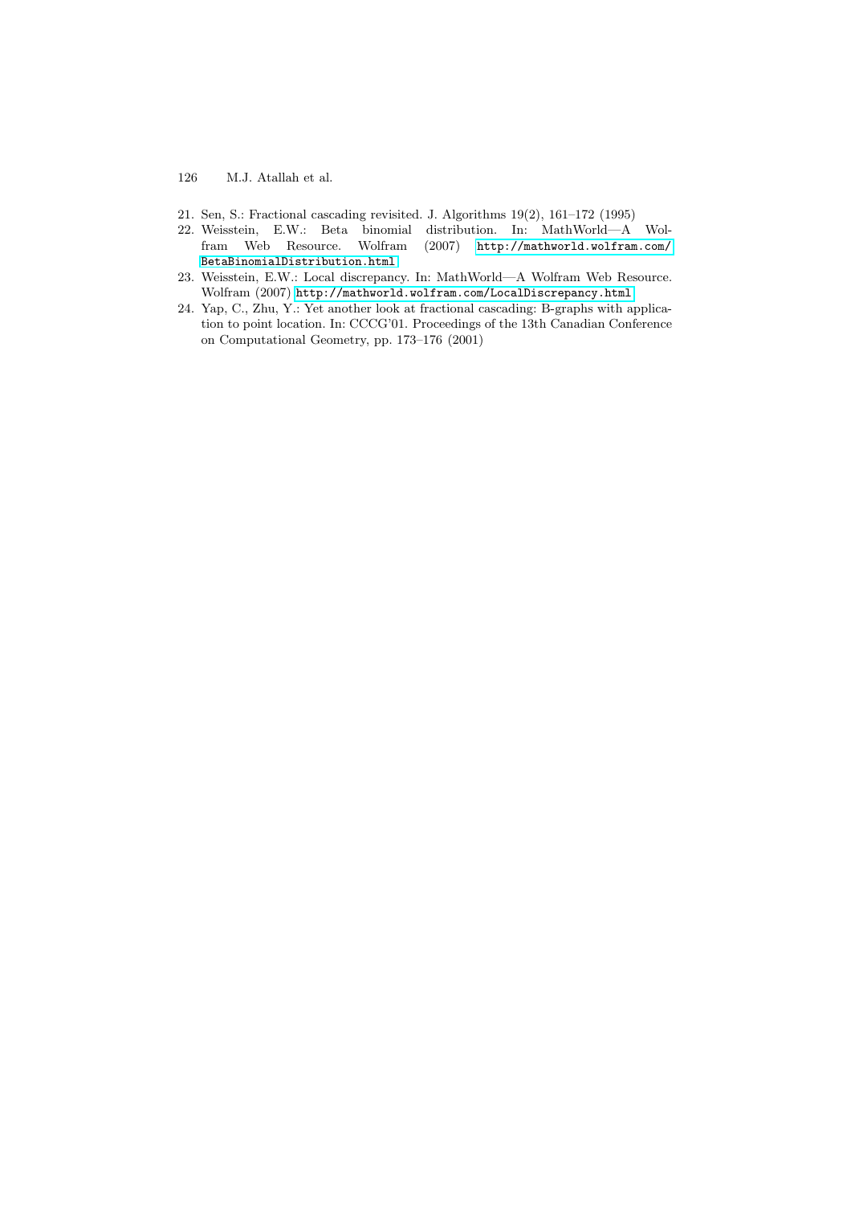21. Sen, S.: Fractional cascading revisited. J. Algorithms 19(2), 161–172 (1995)
22. Weisstein, E.W.: Beta binomial distribution. In: MathWorld—A Wolfram Web Resource. Wolfram (2007) http://mathworld.wolfram.com/BetaBinomialDistribution.html
23. Weisstein, E.W.: Local discrepancy. In: MathWorld—A Wolfram Web Resource. Wolfram (2007) http://mathworld.wolfram.com/LocalDiscrepancy.html
24. Yap, C., Zhu, Y.: Yet another look at fractional cascading: B-graphs with application to point location. In: CCCG'01. Proceedings of the 13th Canadian Conference on Computational Geometry, pp. 173–176 (2001)